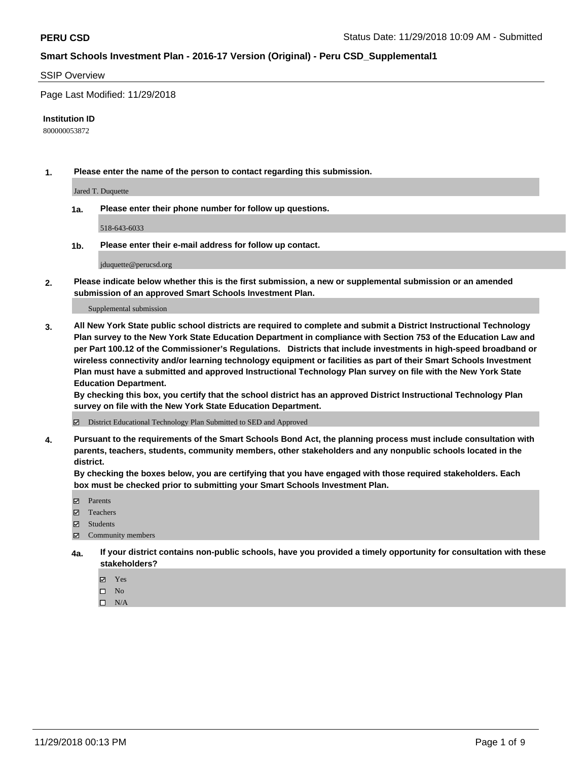**PERU CSD**

Status Date: 11/29/2018 10:09 AM - Submitted

## Smart Schools Investment Plan - 2016-17 Version (Original) - Peru CSD_Supplemental1

SSIP Overview

Page Last Modified: 11/29/2018

**Institution ID**

800000053872

**1. Please enter the name of the person to contact regarding this submission.**

Jared T. Duquette

**1a. Please enter their phone number for follow up questions.**

518-643-6033

**1b. Please enter their e-mail address for follow up contact.**

jduquette@perucsd.org

**2. Please indicate below whether this is the first submission, a new or supplemental submission or an amended submission of an approved Smart Schools Investment Plan.**

Supplemental submission

**3. All New York State public school districts are required to complete and submit a District Instructional Technology Plan survey to the New York State Education Department in compliance with Section 753 of the Education Law and per Part 100.12 of the Commissioner's Regulations. Districts that include investments in high-speed broadband or wireless connectivity and/or learning technology equipment or facilities as part of their Smart Schools Investment Plan must have a submitted and approved Instructional Technology Plan survey on file with the New York State Education Department.**
**By checking this box, you certify that the school district has an approved District Instructional Technology Plan survey on file with the New York State Education Department.**

- [x] District Educational Technology Plan Submitted to SED and Approved

**4. Pursuant to the requirements of the Smart Schools Bond Act, the planning process must include consultation with parents, teachers, students, community members, other stakeholders and any nonpublic schools located in the district.**
**By checking the boxes below, you are certifying that you have engaged with those required stakeholders. Each box must be checked prior to submitting your Smart Schools Investment Plan.**

- [x] Parents
- [x] Teachers
- [x] Students
- [x] Community members

**4a. If your district contains non-public schools, have you provided a timely opportunity for consultation with these stakeholders?**

- [x] Yes
- [ ] No
- [ ] N/A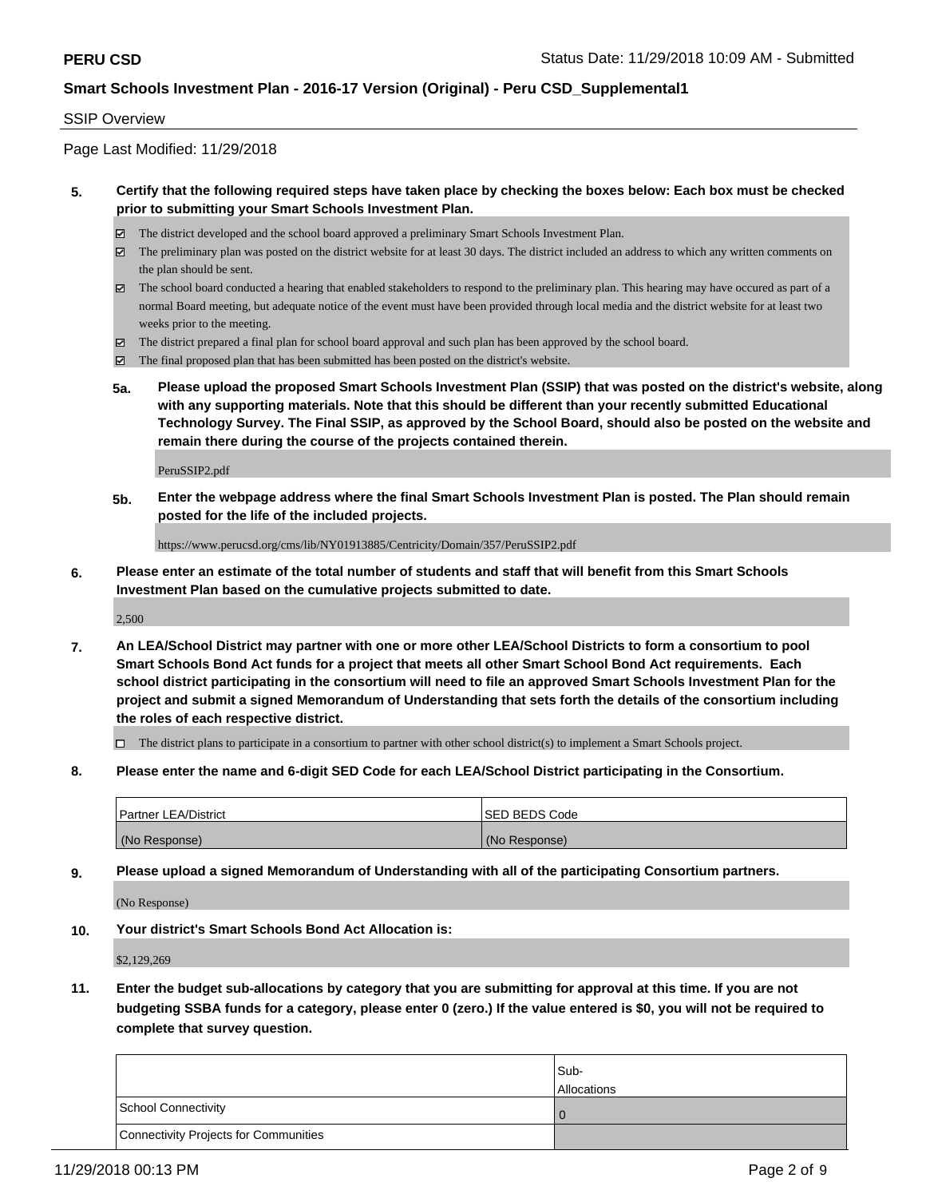SSIP Overview

Page Last Modified: 11/29/2018

**5. Certify that the following required steps have taken place by checking the boxes below: Each box must be checked prior to submitting your Smart Schools Investment Plan.**

- ☑ The district developed and the school board approved a preliminary Smart Schools Investment Plan.
- ☑ The preliminary plan was posted on the district website for at least 30 days. The district included an address to which any written comments on the plan should be sent.
- ☑ The school board conducted a hearing that enabled stakeholders to respond to the preliminary plan. This hearing may have occured as part of a normal Board meeting, but adequate notice of the event must have been provided through local media and the district website for at least two weeks prior to the meeting.
- ☑ The district prepared a final plan for school board approval and such plan has been approved by the school board.
- ☑ The final proposed plan that has been submitted has been posted on the district's website.

**5a. Please upload the proposed Smart Schools Investment Plan (SSIP) that was posted on the district's website, along with any supporting materials. Note that this should be different than your recently submitted Educational Technology Survey. The Final SSIP, as approved by the School Board, should also be posted on the website and remain there during the course of the projects contained therein.**

PeruSSIP2.pdf

**5b. Enter the webpage address where the final Smart Schools Investment Plan is posted. The Plan should remain posted for the life of the included projects.**

https://www.perucsd.org/cms/lib/NY01913885/Centricity/Domain/357/PeruSSIP2.pdf

**6. Please enter an estimate of the total number of students and staff that will benefit from this Smart Schools Investment Plan based on the cumulative projects submitted to date.**

2,500

**7. An LEA/School District may partner with one or more other LEA/School Districts to form a consortium to pool Smart Schools Bond Act funds for a project that meets all other Smart School Bond Act requirements. Each school district participating in the consortium will need to file an approved Smart Schools Investment Plan for the project and submit a signed Memorandum of Understanding that sets forth the details of the consortium including the roles of each respective district.**

- ☐ The district plans to participate in a consortium to partner with other school district(s) to implement a Smart Schools project.

**8. Please enter the name and 6-digit SED Code for each LEA/School District participating in the Consortium.**

| Partner LEA/District | SED BEDS Code |
|---|---|
| (No Response) | (No Response) |

**9. Please upload a signed Memorandum of Understanding with all of the participating Consortium partners.**

(No Response)

**10. Your district's Smart Schools Bond Act Allocation is:**

$2,129,269

**11. Enter the budget sub-allocations by category that you are submitting for approval at this time. If you are not budgeting SSBA funds for a category, please enter 0 (zero.) If the value entered is $0, you will not be required to complete that survey question.**

| | Sub-Allocations |
|---|---|
| School Connectivity | 0 |
| Connectivity Projects for Communities | |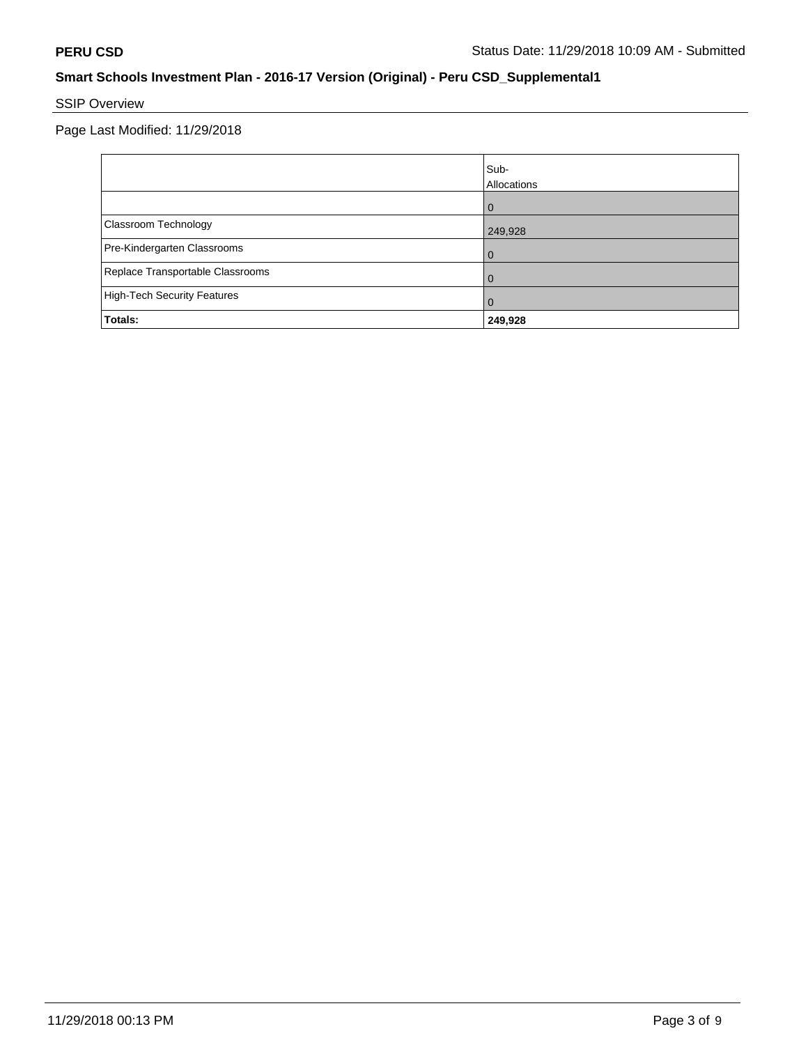**Smart Schools Investment Plan - 2016-17 Version (Original) - Peru CSD_Supplemental1**

SSIP Overview

Page Last Modified: 11/29/2018

| | Sub-Allocations |
|---|---|
| | 0 |
| Classroom Technology | 249,928 |
| Pre-Kindergarten Classrooms | 0 |
| Replace Transportable Classrooms | 0 |
| High-Tech Security Features | 0 |
| **Totals:** | **249,928** |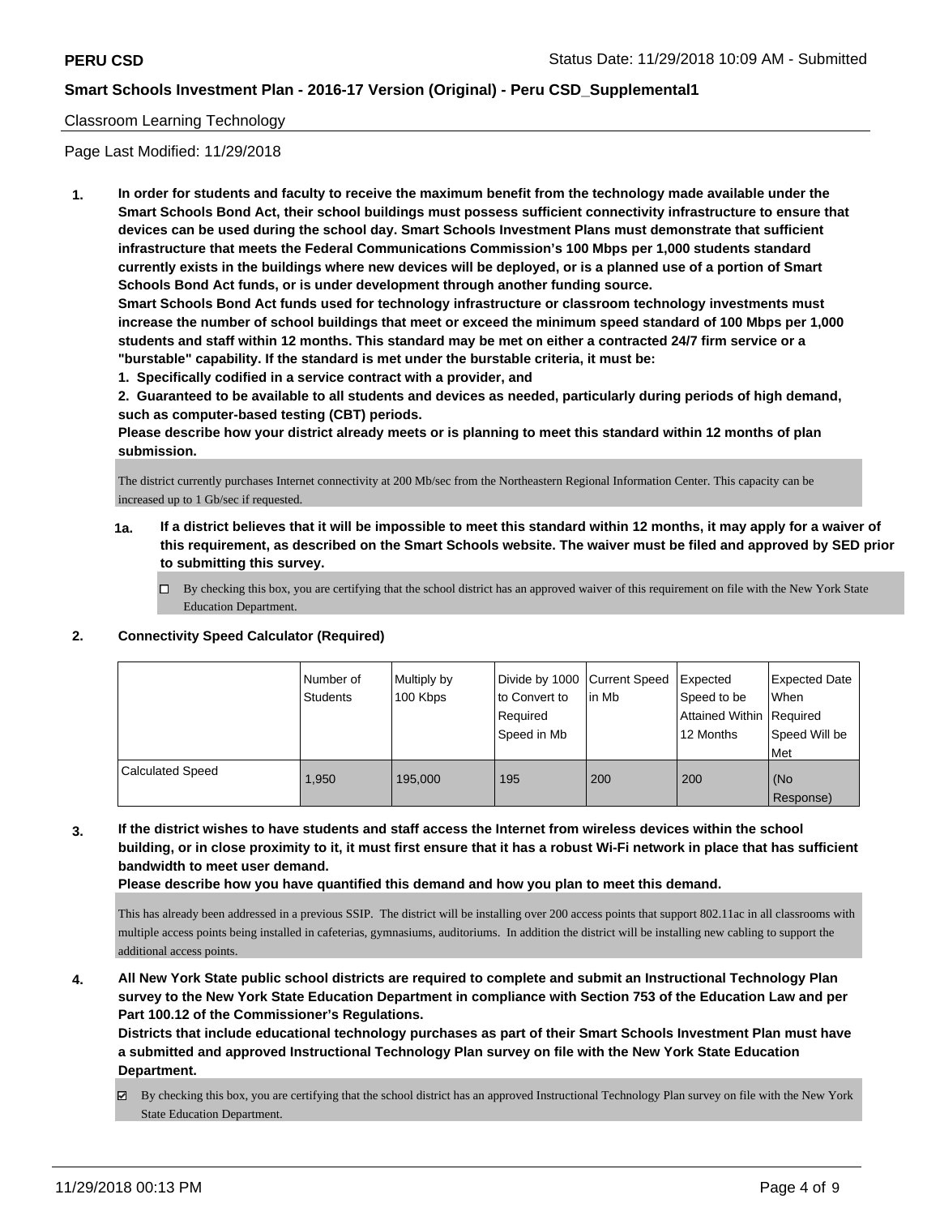Classroom Learning Technology

Page Last Modified: 11/29/2018

**1. In order for students and faculty to receive the maximum benefit from the technology made available under the Smart Schools Bond Act, their school buildings must possess sufficient connectivity infrastructure to ensure that devices can be used during the school day. Smart Schools Investment Plans must demonstrate that sufficient infrastructure that meets the Federal Communications Commission's 100 Mbps per 1,000 students standard currently exists in the buildings where new devices will be deployed, or is a planned use of a portion of Smart Schools Bond Act funds, or is under development through another funding source.**

**Smart Schools Bond Act funds used for technology infrastructure or classroom technology investments must increase the number of school buildings that meet or exceed the minimum speed standard of 100 Mbps per 1,000 students and staff within 12 months. This standard may be met on either a contracted 24/7 firm service or a "burstable" capability. If the standard is met under the burstable criteria, it must be:**

**1. Specifically codified in a service contract with a provider, and**

**2. Guaranteed to be available to all students and devices as needed, particularly during periods of high demand, such as computer-based testing (CBT) periods.**

**Please describe how your district already meets or is planning to meet this standard within 12 months of plan submission.**

The district currently purchases Internet connectivity at 200 Mb/sec from the Northeastern Regional Information Center. This capacity can be increased up to 1 Gb/sec if requested.

**1a. If a district believes that it will be impossible to meet this standard within 12 months, it may apply for a waiver of this requirement, as described on the Smart Schools website. The waiver must be filed and approved by SED prior to submitting this survey.**

☐ By checking this box, you are certifying that the school district has an approved waiver of this requirement on file with the New York State Education Department.

**2. Connectivity Speed Calculator (Required)**

| | Number of Students | Multiply by 100 Kbps | Divide by 1000 to Convert to Required Speed in Mb | Current Speed in Mb | Expected Speed to be Attained Within 12 Months | Expected Date When Required Speed Will be Met |
|---|---|---|---|---|---|---|
| Calculated Speed | 1,950 | 195,000 | 195 | 200 | 200 | (No Response) |

**3. If the district wishes to have students and staff access the Internet from wireless devices within the school building, or in close proximity to it, it must first ensure that it has a robust Wi-Fi network in place that has sufficient bandwidth to meet user demand.**

**Please describe how you have quantified this demand and how you plan to meet this demand.**

This has already been addressed in a previous SSIP. The district will be installing over 200 access points that support 802.11ac in all classrooms with multiple access points being installed in cafeterias, gymnasiums, auditoriums. In addition the district will be installing new cabling to support the additional access points.

**4. All New York State public school districts are required to complete and submit an Instructional Technology Plan survey to the New York State Education Department in compliance with Section 753 of the Education Law and per Part 100.12 of the Commissioner's Regulations.**

**Districts that include educational technology purchases as part of their Smart Schools Investment Plan must have a submitted and approved Instructional Technology Plan survey on file with the New York State Education Department.**

☑ By checking this box, you are certifying that the school district has an approved Instructional Technology Plan survey on file with the New York State Education Department.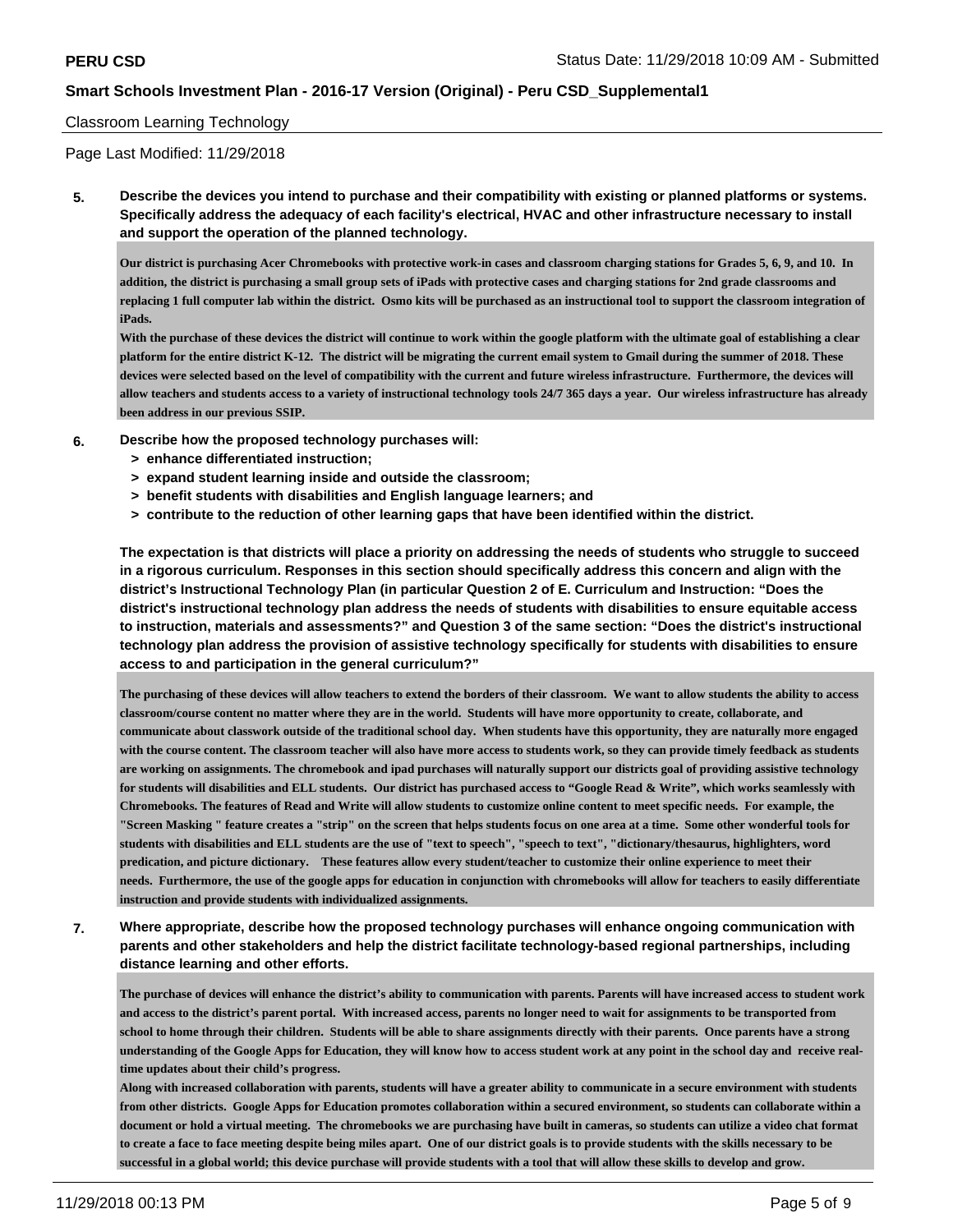Classroom Learning Technology

Page Last Modified: 11/29/2018

**5. Describe the devices you intend to purchase and their compatibility with existing or planned platforms or systems. Specifically address the adequacy of each facility's electrical, HVAC and other infrastructure necessary to install and support the operation of the planned technology.**

**Our district is purchasing Acer Chromebooks with protective work-in cases and classroom charging stations for Grades 5, 6, 9, and 10. In addition, the district is purchasing a small group sets of iPads with protective cases and charging stations for 2nd grade classrooms and replacing 1 full computer lab within the district. Osmo kits will be purchased as an instructional tool to support the classroom integration of iPads.**

**With the purchase of these devices the district will continue to work within the google platform with the ultimate goal of establishing a clear platform for the entire district K-12. The district will be migrating the current email system to Gmail during the summer of 2018. These devices were selected based on the level of compatibility with the current and future wireless infrastructure. Furthermore, the devices will allow teachers and students access to a variety of instructional technology tools 24/7 365 days a year. Our wireless infrastructure has already been address in our previous SSIP.**

**6. Describe how the proposed technology purchases will:**
- **> enhance differentiated instruction;**
- **> expand student learning inside and outside the classroom;**
- **> benefit students with disabilities and English language learners; and**
- **> contribute to the reduction of other learning gaps that have been identified within the district.**

**The expectation is that districts will place a priority on addressing the needs of students who struggle to succeed in a rigorous curriculum. Responses in this section should specifically address this concern and align with the district's Instructional Technology Plan (in particular Question 2 of E. Curriculum and Instruction: "Does the district's instructional technology plan address the needs of students with disabilities to ensure equitable access to instruction, materials and assessments?" and Question 3 of the same section: "Does the district's instructional technology plan address the provision of assistive technology specifically for students with disabilities to ensure access to and participation in the general curriculum?"**

**The purchasing of these devices will allow teachers to extend the borders of their classroom. We want to allow students the ability to access classroom/course content no matter where they are in the world. Students will have more opportunity to create, collaborate, and communicate about classwork outside of the traditional school day. When students have this opportunity, they are naturally more engaged with the course content. The classroom teacher will also have more access to students work, so they can provide timely feedback as students are working on assignments. The chromebook and ipad purchases will naturally support our districts goal of providing assistive technology for students will disabilities and ELL students. Our district has purchased access to "Google Read & Write", which works seamlessly with Chromebooks. The features of Read and Write will allow students to customize online content to meet specific needs. For example, the "Screen Masking " feature creates a "strip" on the screen that helps students focus on one area at a time. Some other wonderful tools for students with disabilities and ELL students are the use of "text to speech", "speech to text", "dictionary/thesaurus, highlighters, word predication, and picture dictionary. These features allow every student/teacher to customize their online experience to meet their needs. Furthermore, the use of the google apps for education in conjunction with chromebooks will allow for teachers to easily differentiate instruction and provide students with individualized assignments.**

**7. Where appropriate, describe how the proposed technology purchases will enhance ongoing communication with parents and other stakeholders and help the district facilitate technology-based regional partnerships, including distance learning and other efforts.**

**The purchase of devices will enhance the district's ability to communication with parents. Parents will have increased access to student work and access to the district's parent portal. With increased access, parents no longer need to wait for assignments to be transported from school to home through their children. Students will be able to share assignments directly with their parents. Once parents have a strong understanding of the Google Apps for Education, they will know how to access student work at any point in the school day and receive real-time updates about their child's progress.**

**Along with increased collaboration with parents, students will have a greater ability to communicate in a secure environment with students from other districts. Google Apps for Education promotes collaboration within a secured environment, so students can collaborate within a document or hold a virtual meeting. The chromebooks we are purchasing have built in cameras, so students can utilize a video chat format to create a face to face meeting despite being miles apart. One of our district goals is to provide students with the skills necessary to be successful in a global world; this device purchase will provide students with a tool that will allow these skills to develop and grow.**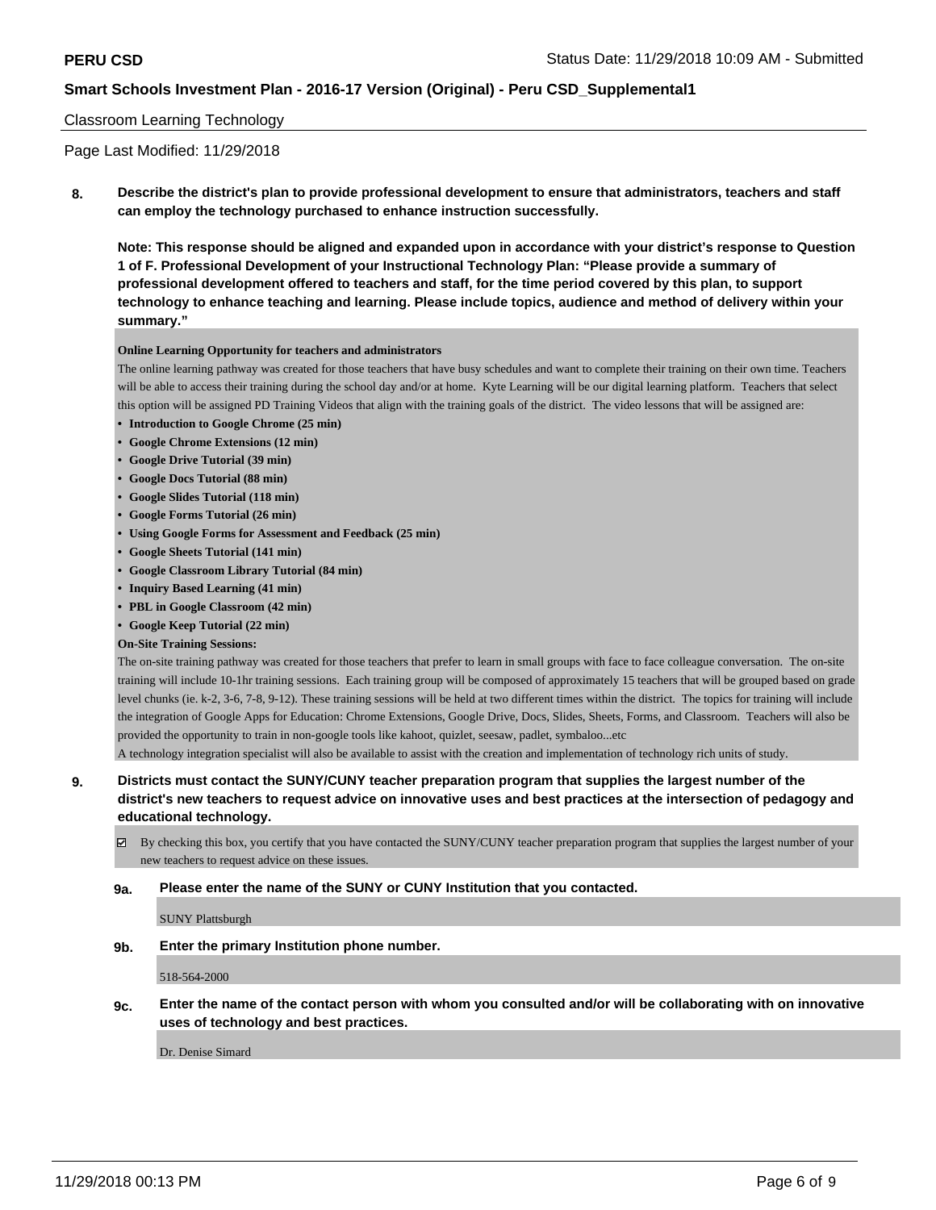Classroom Learning Technology

Page Last Modified: 11/29/2018

**8. Describe the district's plan to provide professional development to ensure that administrators, teachers and staff can employ the technology purchased to enhance instruction successfully.**

**Note: This response should be aligned and expanded upon in accordance with your district's response to Question 1 of F. Professional Development of your Instructional Technology Plan: "Please provide a summary of professional development offered to teachers and staff, for the time period covered by this plan, to support technology to enhance teaching and learning. Please include topics, audience and method of delivery within your summary."**

**Online Learning Opportunity for teachers and administrators**

The online learning pathway was created for those teachers that have busy schedules and want to complete their training on their own time. Teachers will be able to access their training during the school day and/or at home. Kyte Learning will be our digital learning platform. Teachers that select this option will be assigned PD Training Videos that align with the training goals of the district. The video lessons that will be assigned are:

- **Introduction to Google Chrome (25 min)**
- **Google Chrome Extensions (12 min)**
- **Google Drive Tutorial (39 min)**
- **Google Docs Tutorial (88 min)**
- **Google Slides Tutorial (118 min)**
- **Google Forms Tutorial (26 min)**
- **Using Google Forms for Assessment and Feedback (25 min)**
- **Google Sheets Tutorial (141 min)**
- **Google Classroom Library Tutorial (84 min)**
- **Inquiry Based Learning (41 min)**
- **PBL in Google Classroom (42 min)**
- **Google Keep Tutorial (22 min)**

**On-Site Training Sessions:**

The on-site training pathway was created for those teachers that prefer to learn in small groups with face to face colleague conversation. The on-site training will include 10-1hr training sessions. Each training group will be composed of approximately 15 teachers that will be grouped based on grade level chunks (ie. k-2, 3-6, 7-8, 9-12). These training sessions will be held at two different times within the district. The topics for training will include the integration of Google Apps for Education: Chrome Extensions, Google Drive, Docs, Slides, Sheets, Forms, and Classroom. Teachers will also be provided the opportunity to train in non-google tools like kahoot, quizlet, seesaw, padlet, symbaloo...etc

A technology integration specialist will also be available to assist with the creation and implementation of technology rich units of study.

**9. Districts must contact the SUNY/CUNY teacher preparation program that supplies the largest number of the district's new teachers to request advice on innovative uses and best practices at the intersection of pedagogy and educational technology.**

☑ By checking this box, you certify that you have contacted the SUNY/CUNY teacher preparation program that supplies the largest number of your new teachers to request advice on these issues.

**9a. Please enter the name of the SUNY or CUNY Institution that you contacted.**

SUNY Plattsburgh

**9b. Enter the primary Institution phone number.**

518-564-2000

**9c. Enter the name of the contact person with whom you consulted and/or will be collaborating with on innovative uses of technology and best practices.**

Dr. Denise Simard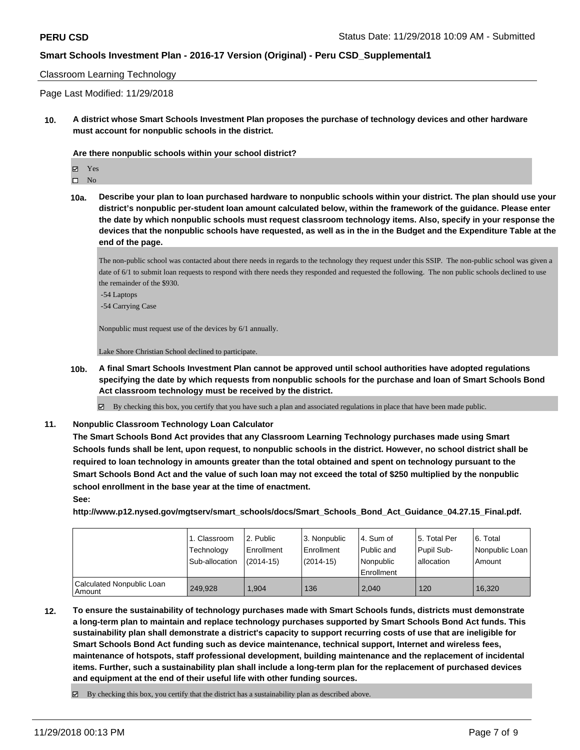Classroom Learning Technology

Page Last Modified: 11/29/2018

**10. A district whose Smart Schools Investment Plan proposes the purchase of technology devices and other hardware must account for nonpublic schools in the district.**

**Are there nonpublic schools within your school district?**

- ☑ Yes
- ☐ No

**10a. Describe your plan to loan purchased hardware to nonpublic schools within your district. The plan should use your district's nonpublic per-student loan amount calculated below, within the framework of the guidance. Please enter the date by which nonpublic schools must request classroom technology items. Also, specify in your response the devices that the nonpublic schools have requested, as well as in the in the Budget and the Expenditure Table at the end of the page.**

The non-public school was contacted about there needs in regards to the technology they request under this SSIP. The non-public school was given a date of 6/1 to submit loan requests to respond with there needs they responded and requested the following. The non public schools declined to use the remainder of the $930.

-54 Laptops

-54 Carrying Case

Nonpublic must request use of the devices by 6/1 annually.

Lake Shore Christian School declined to participate.

**10b. A final Smart Schools Investment Plan cannot be approved until school authorities have adopted regulations specifying the date by which requests from nonpublic schools for the purchase and loan of Smart Schools Bond Act classroom technology must be received by the district.**

☑ By checking this box, you certify that you have such a plan and associated regulations in place that have been made public.

**11. Nonpublic Classroom Technology Loan Calculator**

**The Smart Schools Bond Act provides that any Classroom Learning Technology purchases made using Smart Schools funds shall be lent, upon request, to nonpublic schools in the district. However, no school district shall be required to loan technology in amounts greater than the total obtained and spent on technology pursuant to the Smart Schools Bond Act and the value of such loan may not exceed the total of $250 multiplied by the nonpublic school enrollment in the base year at the time of enactment.**

**See:**

**http://www.p12.nysed.gov/mgtserv/smart_schools/docs/Smart_Schools_Bond_Act_Guidance_04.27.15_Final.pdf.**

| | 1. Classroom Technology Sub-allocation | 2. Public Enrollment (2014-15) | 3. Nonpublic Enrollment (2014-15) | 4. Sum of Public and Nonpublic Enrollment | 5. Total Per Pupil Sub-allocation | 6. Total Nonpublic Loan Amount |
|---|---|---|---|---|---|---|
| Calculated Nonpublic Loan Amount | 249,928 | 1,904 | 136 | 2,040 | 120 | 16,320 |

**12. To ensure the sustainability of technology purchases made with Smart Schools funds, districts must demonstrate a long-term plan to maintain and replace technology purchases supported by Smart Schools Bond Act funds. This sustainability plan shall demonstrate a district's capacity to support recurring costs of use that are ineligible for Smart Schools Bond Act funding such as device maintenance, technical support, Internet and wireless fees, maintenance of hotspots, staff professional development, building maintenance and the replacement of incidental items. Further, such a sustainability plan shall include a long-term plan for the replacement of purchased devices and equipment at the end of their useful life with other funding sources.**

☑ By checking this box, you certify that the district has a sustainability plan as described above.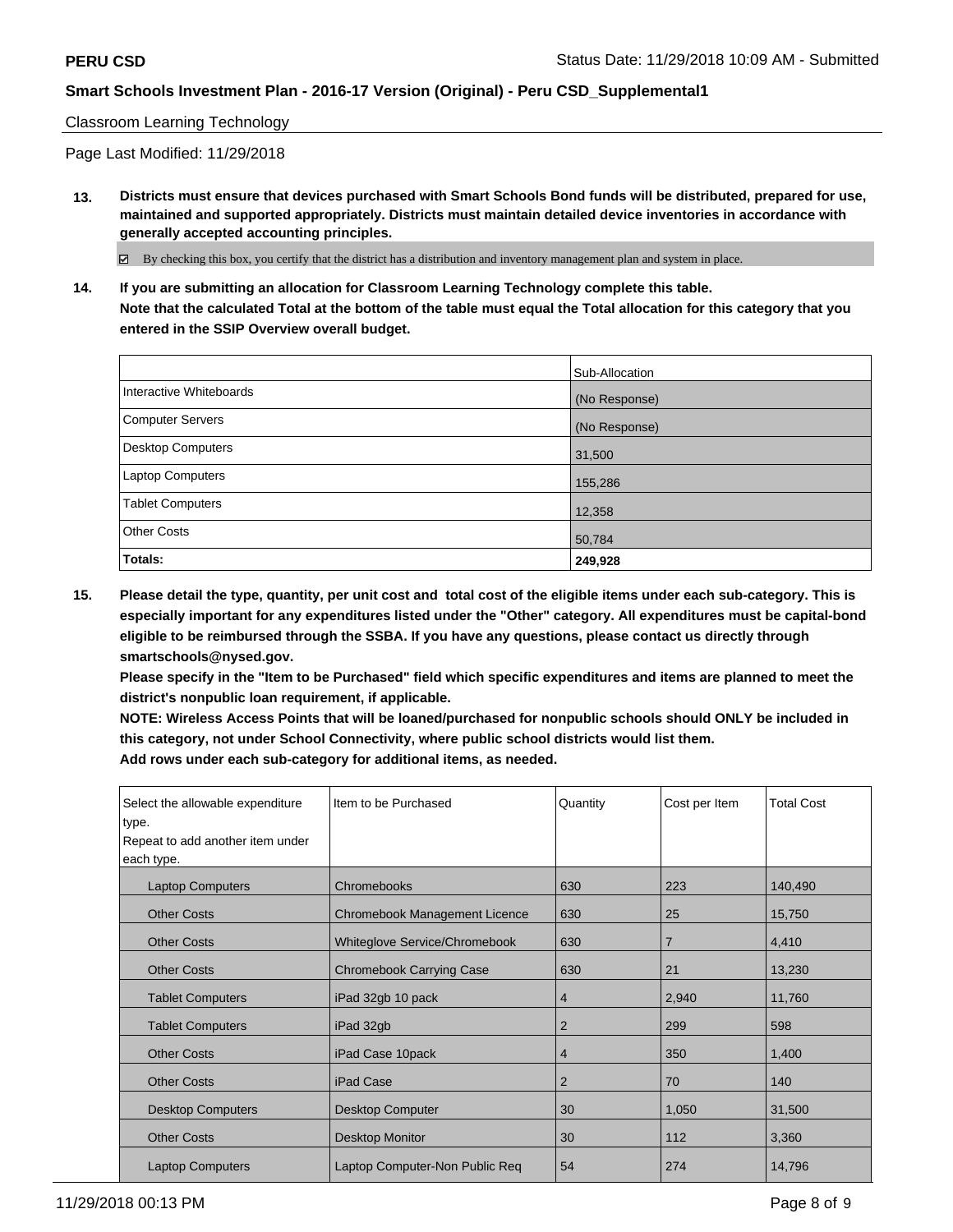Classroom Learning Technology

Page Last Modified: 11/29/2018

**13. Districts must ensure that devices purchased with Smart Schools Bond funds will be distributed, prepared for use, maintained and supported appropriately. Districts must maintain detailed device inventories in accordance with generally accepted accounting principles.**

☑ By checking this box, you certify that the district has a distribution and inventory management plan and system in place.

**14. If you are submitting an allocation for Classroom Learning Technology complete this table. Note that the calculated Total at the bottom of the table must equal the Total allocation for this category that you entered in the SSIP Overview overall budget.**

| | Sub-Allocation |
|---|---|
| Interactive Whiteboards | (No Response) |
| Computer Servers | (No Response) |
| Desktop Computers | 31,500 |
| Laptop Computers | 155,286 |
| Tablet Computers | 12,358 |
| Other Costs | 50,784 |
| **Totals:** | **249,928** |

**15. Please detail the type, quantity, per unit cost and total cost of the eligible items under each sub-category. This is especially important for any expenditures listed under the "Other" category. All expenditures must be capital-bond eligible to be reimbursed through the SSBA. If you have any questions, please contact us directly through smartschools@nysed.gov.**

**Please specify in the "Item to be Purchased" field which specific expenditures and items are planned to meet the district's nonpublic loan requirement, if applicable.**

**NOTE: Wireless Access Points that will be loaned/purchased for nonpublic schools should ONLY be included in this category, not under School Connectivity, where public school districts would list them.**

**Add rows under each sub-category for additional items, as needed.**

| Select the allowable expenditure type. Repeat to add another item under each type. | Item to be Purchased | Quantity | Cost per Item | Total Cost |
|---|---|---|---|---|
| Laptop Computers | Chromebooks | 630 | 223 | 140,490 |
| Other Costs | Chromebook Management Licence | 630 | 25 | 15,750 |
| Other Costs | Whiteglove Service/Chromebook | 630 | 7 | 4,410 |
| Other Costs | Chromebook Carrying Case | 630 | 21 | 13,230 |
| Tablet Computers | iPad 32gb 10 pack | 4 | 2,940 | 11,760 |
| Tablet Computers | iPad 32gb | 2 | 299 | 598 |
| Other Costs | iPad Case 10pack | 4 | 350 | 1,400 |
| Other Costs | iPad Case | 2 | 70 | 140 |
| Desktop Computers | Desktop Computer | 30 | 1,050 | 31,500 |
| Other Costs | Desktop Monitor | 30 | 112 | 3,360 |
| Laptop Computers | Laptop Computer-Non Public Req | 54 | 274 | 14,796 |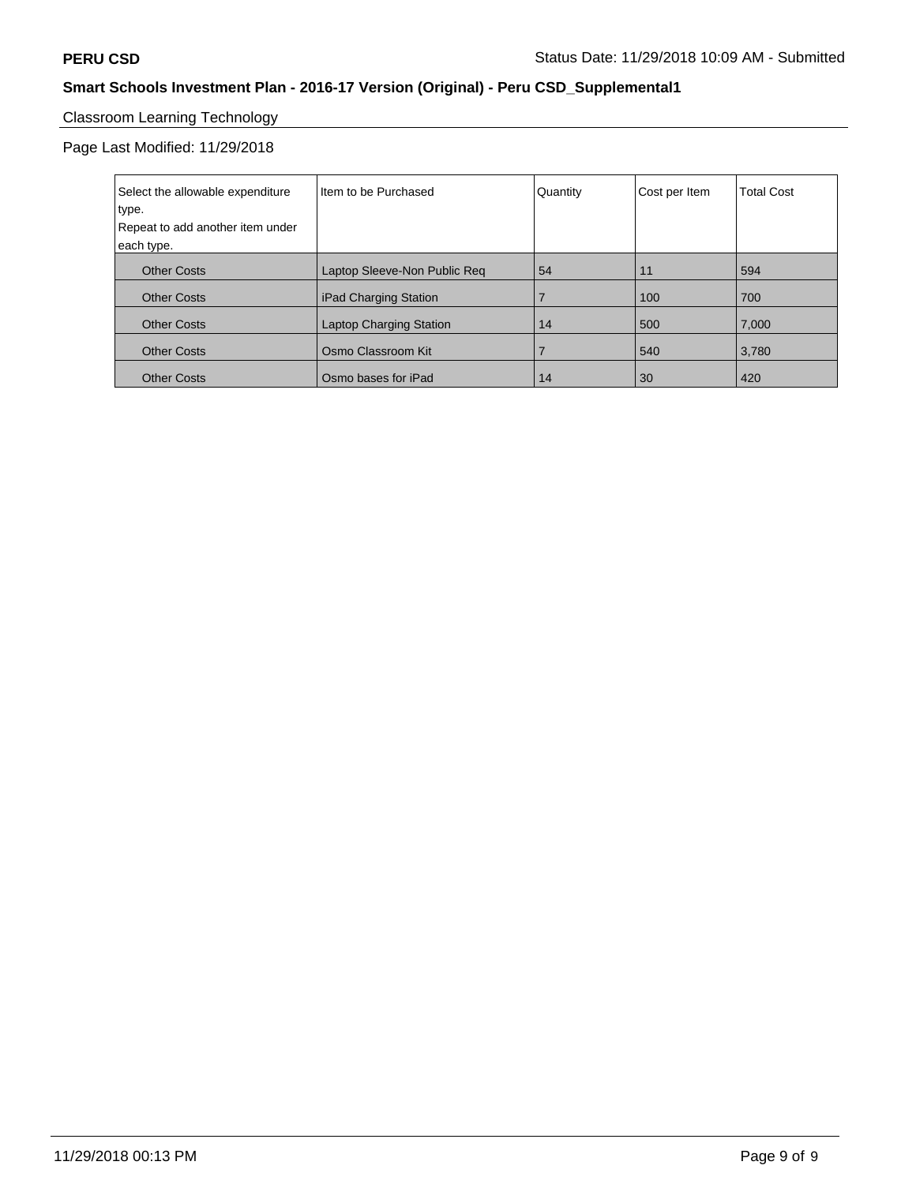Classroom Learning Technology

Page Last Modified: 11/29/2018

| Select the allowable expenditure type. Repeat to add another item under each type. | Item to be Purchased | Quantity | Cost per Item | Total Cost |
|---|---|---|---|---|
| Other Costs | Laptop Sleeve-Non Public Req | 54 | 11 | 594 |
| Other Costs | iPad Charging Station | 7 | 100 | 700 |
| Other Costs | Laptop Charging Station | 14 | 500 | 7,000 |
| Other Costs | Osmo Classroom Kit | 7 | 540 | 3,780 |
| Other Costs | Osmo bases for iPad | 14 | 30 | 420 |